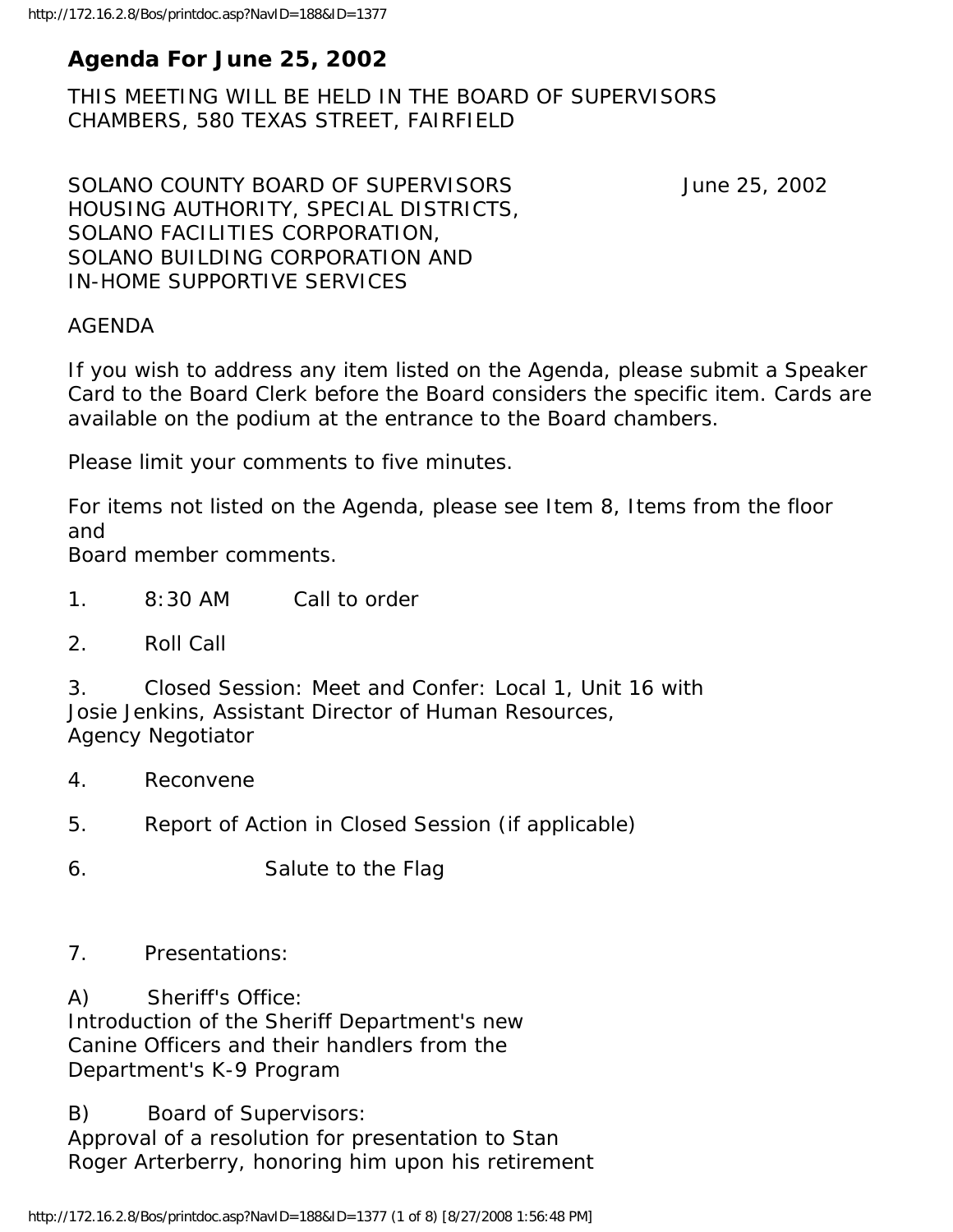# Agenda For June 25, 2002

THIS MEETING WILL BE HELD IN THE BOARD OF SUPERVISORS CHAMBERS, 580 TEXAS STREET, FAIRFIELD

SOLANO COUNTY BOARD OF SUPERVISORS June 25, 2002
HOUSING AUTHORITY, SPECIAL DISTRICTS,
SOLANO FACILITIES CORPORATION,
SOLANO BUILDING CORPORATION AND
IN-HOME SUPPORTIVE SERVICES

AGENDA

If you wish to address any item listed on the Agenda, please submit a Speaker Card to the Board Clerk before the Board considers the specific item. Cards are available on the podium at the entrance to the Board chambers.

Please limit your comments to five minutes.

For items not listed on the Agenda, please see Item 8, Items from the floor and
Board member comments.

1. 8:30 AM Call to order

2. Roll Call

3. Closed Session: Meet and Confer: Local 1, Unit 16 with Josie Jenkins, Assistant Director of Human Resources, Agency Negotiator

4. Reconvene

5. Report of Action in Closed Session (if applicable)

6. Salute to the Flag

7. Presentations:

A) Sheriff's Office:
Introduction of the Sheriff Department's new Canine Officers and their handlers from the Department's K-9 Program

B) Board of Supervisors:
Approval of a resolution for presentation to Stan Roger Arterberry, honoring him upon his retirement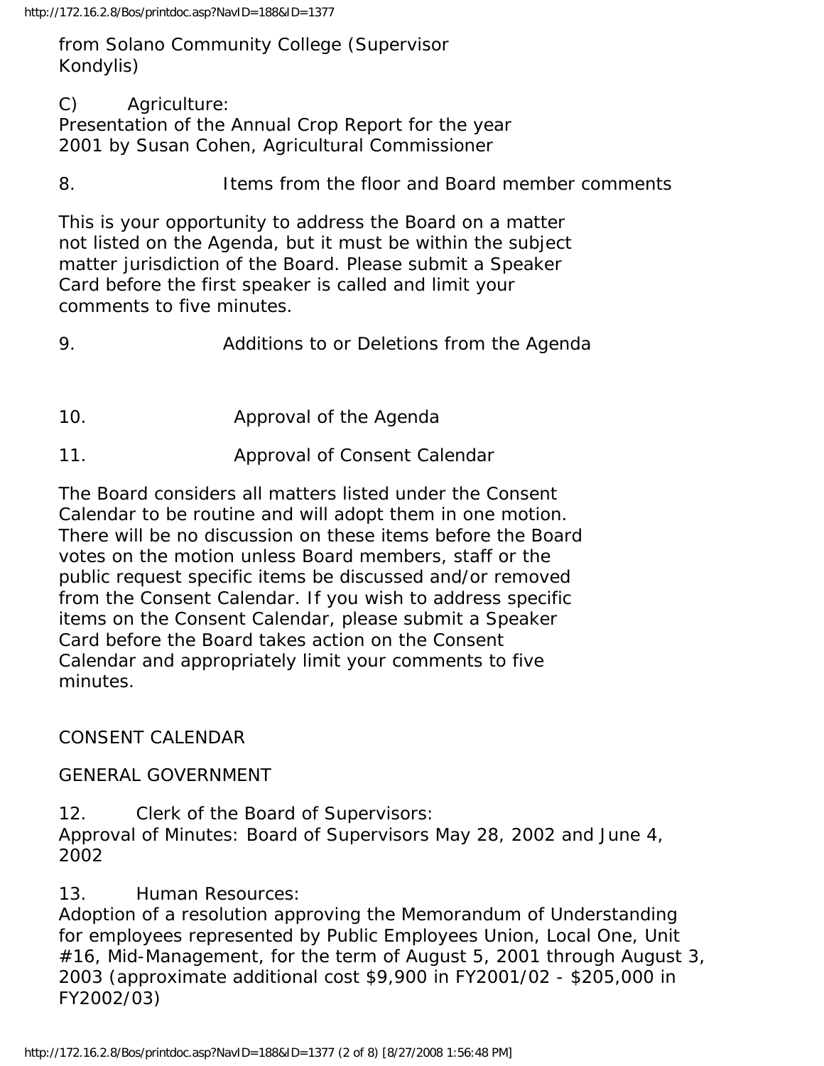from Solano Community College (Supervisor Kondylis)

C) Agriculture:
Presentation of the Annual Crop Report for the year 2001 by Susan Cohen, Agricultural Commissioner

8. Items from the floor and Board member comments

This is your opportunity to address the Board on a matter not listed on the Agenda, but it must be within the subject matter jurisdiction of the Board. Please submit a Speaker Card before the first speaker is called and limit your comments to five minutes.

9. Additions to or Deletions from the Agenda

10. Approval of the Agenda

11. Approval of Consent Calendar

The Board considers all matters listed under the Consent Calendar to be routine and will adopt them in one motion. There will be no discussion on these items before the Board votes on the motion unless Board members, staff or the public request specific items be discussed and/or removed from the Consent Calendar. If you wish to address specific items on the Consent Calendar, please submit a Speaker Card before the Board takes action on the Consent Calendar and appropriately limit your comments to five minutes.

CONSENT CALENDAR

GENERAL GOVERNMENT

12. Clerk of the Board of Supervisors:
Approval of Minutes: Board of Supervisors May 28, 2002 and June 4, 2002

13. Human Resources:
Adoption of a resolution approving the Memorandum of Understanding for employees represented by Public Employees Union, Local One, Unit #16, Mid-Management, for the term of August 5, 2001 through August 3, 2003 (approximate additional cost $9,900 in FY2001/02 - $205,000 in FY2002/03)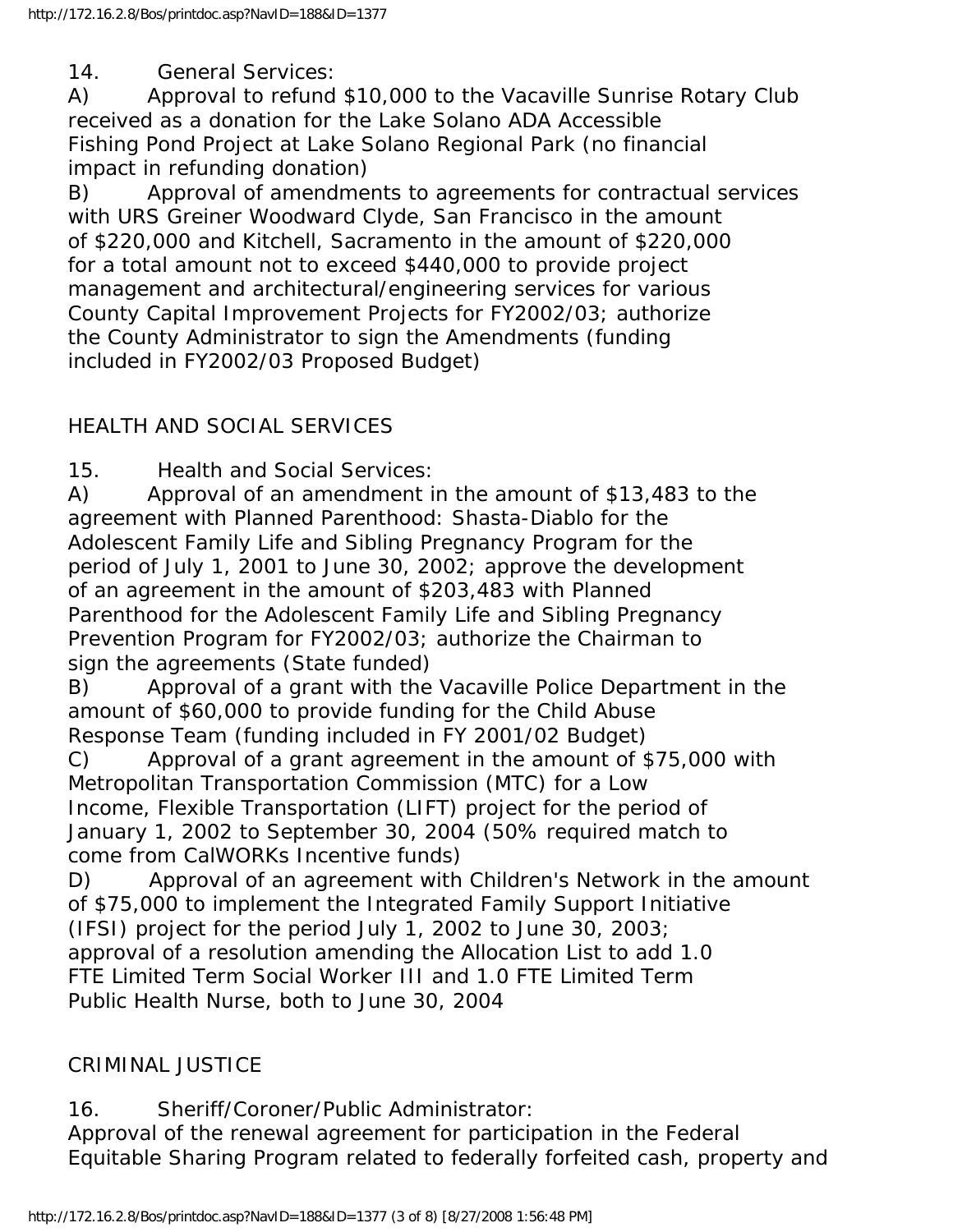14. General Services:

A) Approval to refund $10,000 to the Vacaville Sunrise Rotary Club received as a donation for the Lake Solano ADA Accessible Fishing Pond Project at Lake Solano Regional Park (no financial impact in refunding donation)

B) Approval of amendments to agreements for contractual services with URS Greiner Woodward Clyde, San Francisco in the amount of $220,000 and Kitchell, Sacramento in the amount of $220,000 for a total amount not to exceed $440,000 to provide project management and architectural/engineering services for various County Capital Improvement Projects for FY2002/03; authorize the County Administrator to sign the Amendments (funding included in FY2002/03 Proposed Budget)

HEALTH AND SOCIAL SERVICES

15. Health and Social Services:

A) Approval of an amendment in the amount of $13,483 to the agreement with Planned Parenthood: Shasta-Diablo for the Adolescent Family Life and Sibling Pregnancy Program for the period of July 1, 2001 to June 30, 2002; approve the development of an agreement in the amount of $203,483 with Planned Parenthood for the Adolescent Family Life and Sibling Pregnancy Prevention Program for FY2002/03; authorize the Chairman to sign the agreements (State funded)

B) Approval of a grant with the Vacaville Police Department in the amount of $60,000 to provide funding for the Child Abuse Response Team (funding included in FY 2001/02 Budget)

C) Approval of a grant agreement in the amount of $75,000 with Metropolitan Transportation Commission (MTC) for a Low Income, Flexible Transportation (LIFT) project for the period of January 1, 2002 to September 30, 2004 (50% required match to come from CalWORKs Incentive funds)

D) Approval of an agreement with Children's Network in the amount of $75,000 to implement the Integrated Family Support Initiative (IFSI) project for the period July 1, 2002 to June 30, 2003; approval of a resolution amending the Allocation List to add 1.0 FTE Limited Term Social Worker III and 1.0 FTE Limited Term Public Health Nurse, both to June 30, 2004

CRIMINAL JUSTICE

16. Sheriff/Coroner/Public Administrator:

Approval of the renewal agreement for participation in the Federal Equitable Sharing Program related to federally forfeited cash, property and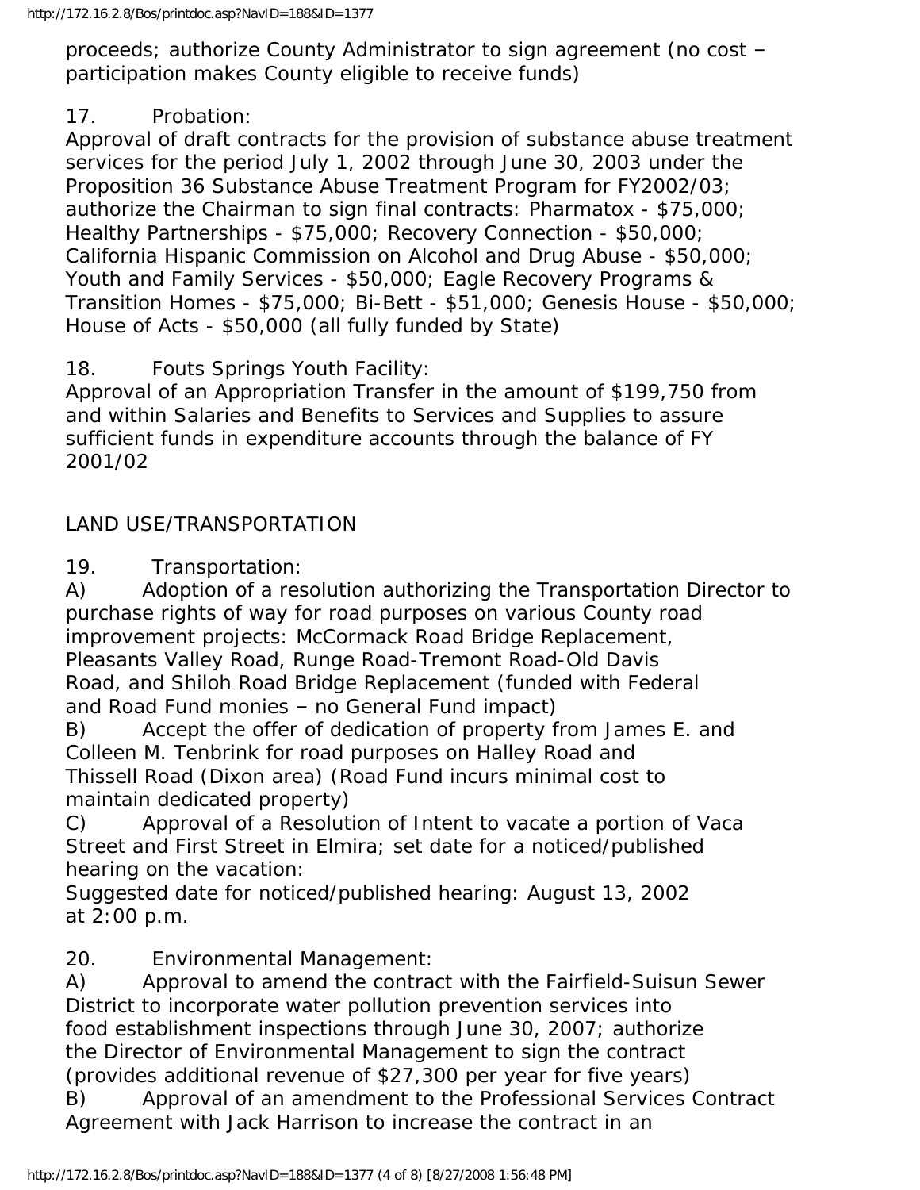proceeds; authorize County Administrator to sign agreement (no cost – participation makes County eligible to receive funds)

17. Probation:
Approval of draft contracts for the provision of substance abuse treatment services for the period July 1, 2002 through June 30, 2003 under the Proposition 36 Substance Abuse Treatment Program for FY2002/03; authorize the Chairman to sign final contracts: Pharmatox - $75,000; Healthy Partnerships - $75,000; Recovery Connection - $50,000; California Hispanic Commission on Alcohol and Drug Abuse - $50,000; Youth and Family Services - $50,000; Eagle Recovery Programs & Transition Homes - $75,000; Bi-Bett - $51,000; Genesis House - $50,000; House of Acts - $50,000 (all fully funded by State)

18. Fouts Springs Youth Facility:
Approval of an Appropriation Transfer in the amount of $199,750 from and within Salaries and Benefits to Services and Supplies to assure sufficient funds in expenditure accounts through the balance of FY 2001/02

LAND USE/TRANSPORTATION

19. Transportation:
A) Adoption of a resolution authorizing the Transportation Director to purchase rights of way for road purposes on various County road improvement projects: McCormack Road Bridge Replacement, Pleasants Valley Road, Runge Road-Tremont Road-Old Davis Road, and Shiloh Road Bridge Replacement (funded with Federal and Road Fund monies – no General Fund impact)
B) Accept the offer of dedication of property from James E. and Colleen M. Tenbrink for road purposes on Halley Road and Thissell Road (Dixon area) (Road Fund incurs minimal cost to maintain dedicated property)
C) Approval of a Resolution of Intent to vacate a portion of Vaca Street and First Street in Elmira; set date for a noticed/published hearing on the vacation:
Suggested date for noticed/published hearing: August 13, 2002 at 2:00 p.m.

20. Environmental Management:
A) Approval to amend the contract with the Fairfield-Suisun Sewer District to incorporate water pollution prevention services into food establishment inspections through June 30, 2007; authorize the Director of Environmental Management to sign the contract (provides additional revenue of $27,300 per year for five years)
B) Approval of an amendment to the Professional Services Contract Agreement with Jack Harrison to increase the contract in an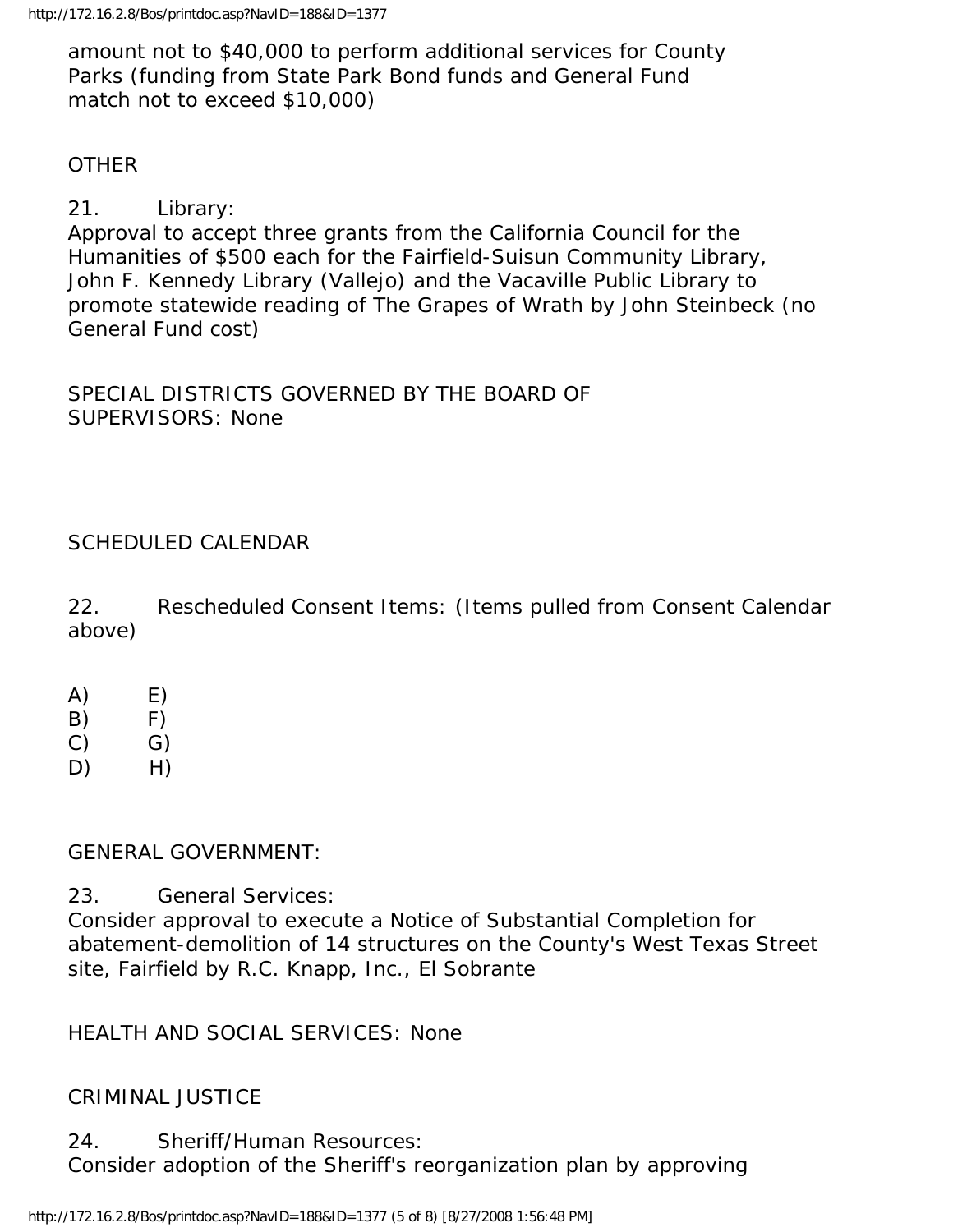amount not to $40,000 to perform additional services for County Parks (funding from State Park Bond funds and General Fund match not to exceed $10,000)

OTHER

21. Library:
Approval to accept three grants from the California Council for the Humanities of $500 each for the Fairfield-Suisun Community Library, John F. Kennedy Library (Vallejo) and the Vacaville Public Library to promote statewide reading of The Grapes of Wrath by John Steinbeck (no General Fund cost)

SPECIAL DISTRICTS GOVERNED BY THE BOARD OF SUPERVISORS: None

SCHEDULED CALENDAR

22. Rescheduled Consent Items: (Items pulled from Consent Calendar above)

A) E)
B) F)
C) G)
D) H)

GENERAL GOVERNMENT:

23. General Services:
Consider approval to execute a Notice of Substantial Completion for abatement-demolition of 14 structures on the County's West Texas Street site, Fairfield by R.C. Knapp, Inc., El Sobrante

HEALTH AND SOCIAL SERVICES: None

CRIMINAL JUSTICE

24. Sheriff/Human Resources:
Consider adoption of the Sheriff's reorganization plan by approving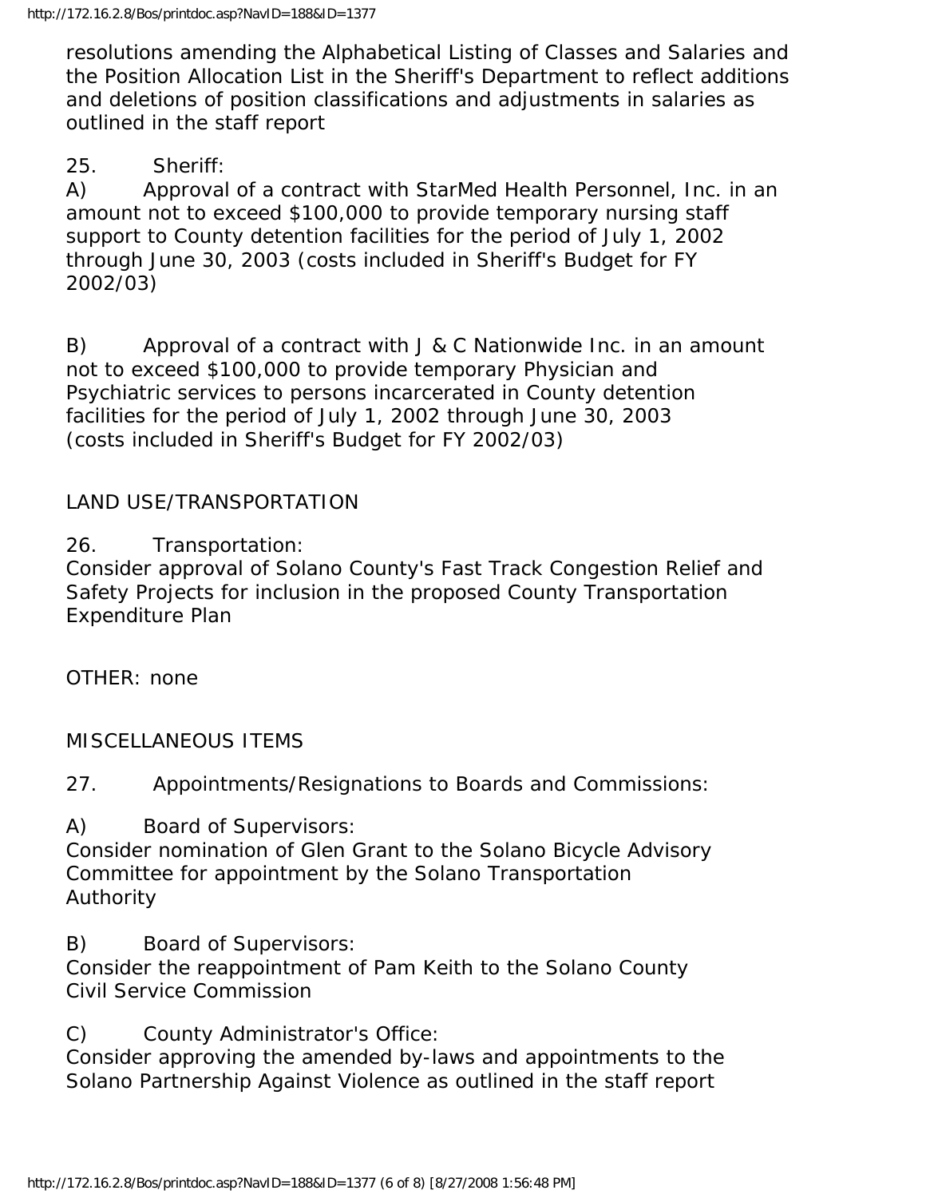resolutions amending the Alphabetical Listing of Classes and Salaries and the Position Allocation List in the Sheriff's Department to reflect additions and deletions of position classifications and adjustments in salaries as outlined in the staff report

25. Sheriff:

A) Approval of a contract with StarMed Health Personnel, Inc. in an amount not to exceed $100,000 to provide temporary nursing staff support to County detention facilities for the period of July 1, 2002 through June 30, 2003 (costs included in Sheriff's Budget for FY 2002/03)

B) Approval of a contract with J & C Nationwide Inc. in an amount not to exceed $100,000 to provide temporary Physician and Psychiatric services to persons incarcerated in County detention facilities for the period of July 1, 2002 through June 30, 2003 (costs included in Sheriff's Budget for FY 2002/03)

LAND USE/TRANSPORTATION

26. Transportation:

Consider approval of Solano County's Fast Track Congestion Relief and Safety Projects for inclusion in the proposed County Transportation Expenditure Plan

OTHER: none

MISCELLANEOUS ITEMS

27. Appointments/Resignations to Boards and Commissions:

A) Board of Supervisors:

Consider nomination of Glen Grant to the Solano Bicycle Advisory Committee for appointment by the Solano Transportation Authority

B) Board of Supervisors:

Consider the reappointment of Pam Keith to the Solano County Civil Service Commission

C) County Administrator's Office:

Consider approving the amended by-laws and appointments to the Solano Partnership Against Violence as outlined in the staff report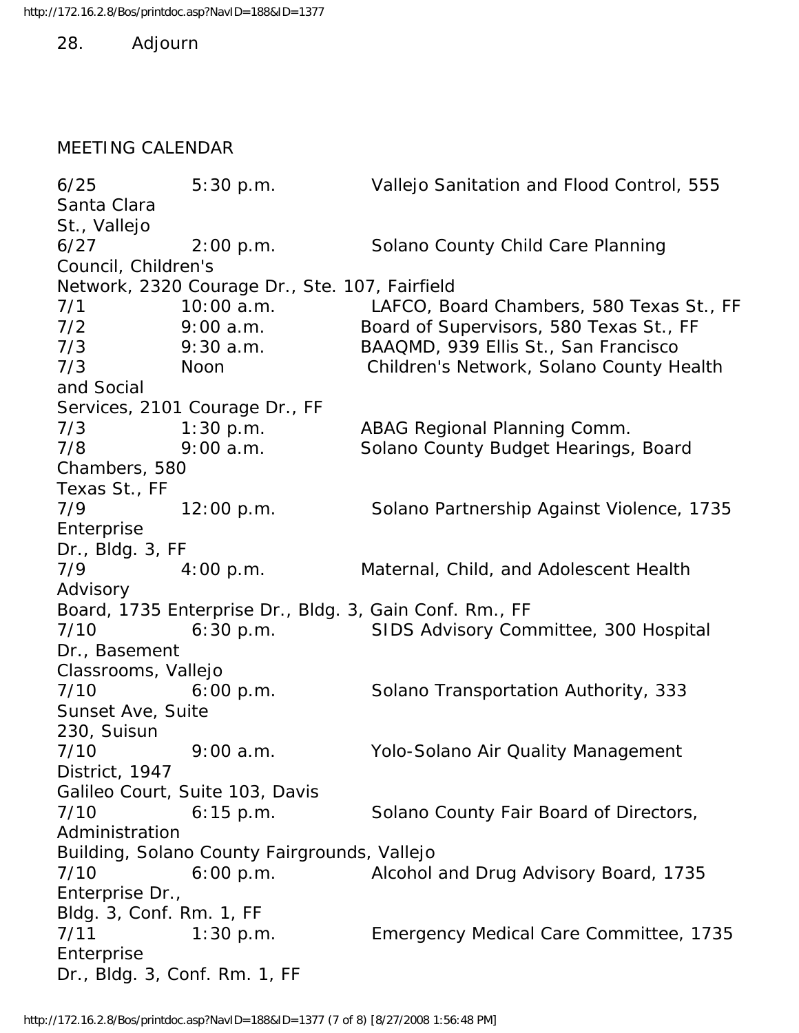28. Adjourn

MEETING CALENDAR

| | | |
|---|---|---|
| 6/25 | 5:30 p.m. | Vallejo Sanitation and Flood Control, 555 Santa Clara St., Vallejo |
| 6/27 | 2:00 p.m. | Solano County Child Care Planning Council, Children's Network, 2320 Courage Dr., Ste. 107, Fairfield |
| 7/1 | 10:00 a.m. | LAFCO, Board Chambers, 580 Texas St., FF |
| 7/2 | 9:00 a.m. | Board of Supervisors, 580 Texas St., FF |
| 7/3 | 9:30 a.m. | BAAQMD, 939 Ellis St., San Francisco |
| 7/3 | Noon | Children's Network, Solano County Health and Social Services, 2101 Courage Dr., FF |
| 7/3 | 1:30 p.m. | ABAG Regional Planning Comm. |
| 7/8 | 9:00 a.m. | Solano County Budget Hearings, Board Chambers, 580 Texas St., FF |
| 7/9 | 12:00 p.m. | Solano Partnership Against Violence, 1735 Enterprise Dr., Bldg. 3, FF |
| 7/9 | 4:00 p.m. | Maternal, Child, and Adolescent Health Advisory Board, 1735 Enterprise Dr., Bldg. 3, Gain Conf. Rm., FF |
| 7/10 | 6:30 p.m. | SIDS Advisory Committee, 300 Hospital Dr., Basement Classrooms, Vallejo |
| 7/10 | 6:00 p.m. | Solano Transportation Authority, 333 Sunset Ave, Suite 230, Suisun |
| 7/10 | 9:00 a.m. | Yolo-Solano Air Quality Management District, 1947 Galileo Court, Suite 103, Davis |
| 7/10 | 6:15 p.m. | Solano County Fair Board of Directors, Administration Building, Solano County Fairgrounds, Vallejo |
| 7/10 | 6:00 p.m. | Alcohol and Drug Advisory Board, 1735 Enterprise Dr., Bldg. 3, Conf. Rm. 1, FF |
| 7/11 | 1:30 p.m. | Emergency Medical Care Committee, 1735 Enterprise Dr., Bldg. 3, Conf. Rm. 1, FF |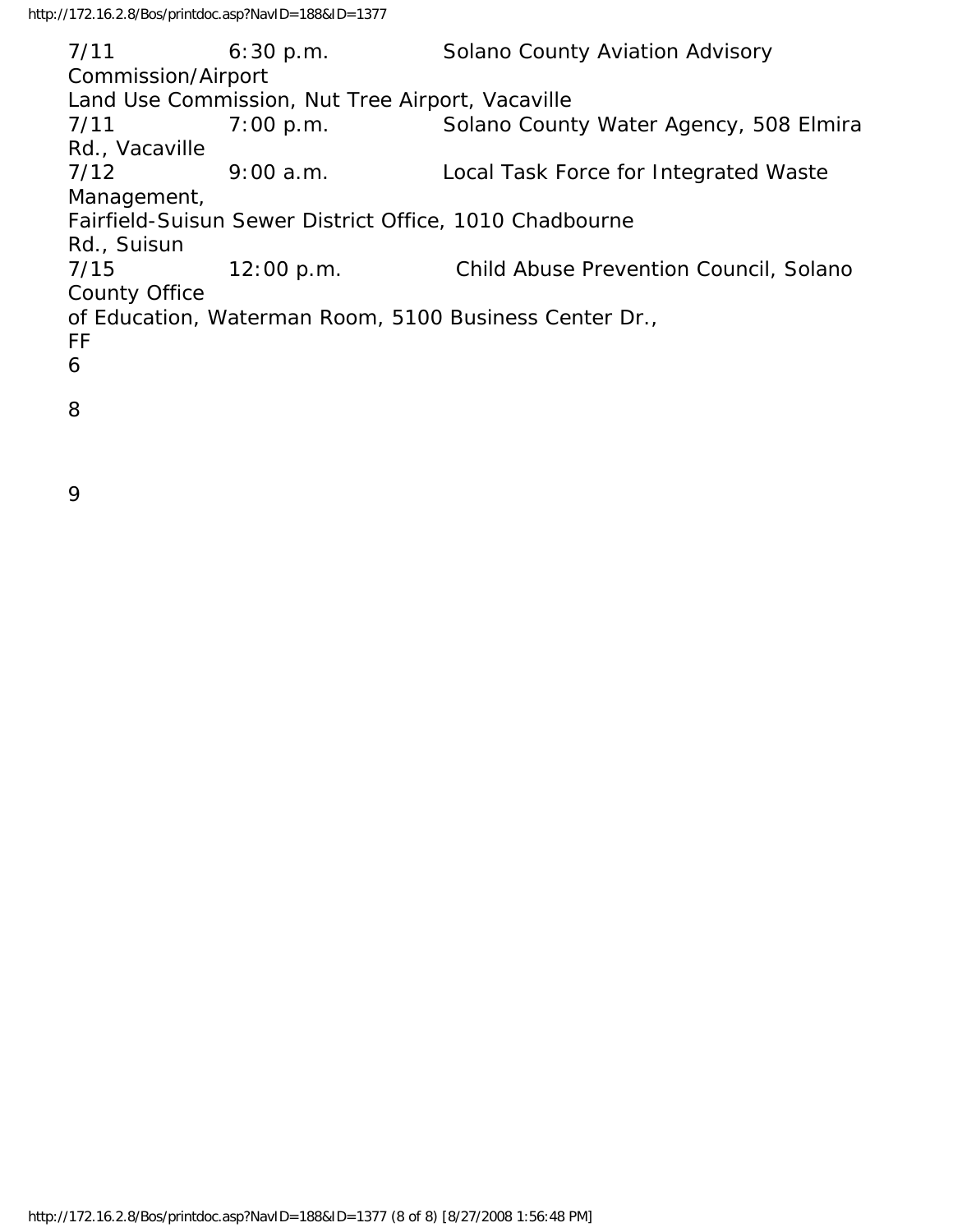7/11 6:30 p.m. Solano County Aviation Advisory Commission/Airport
Land Use Commission, Nut Tree Airport, Vacaville

7/11 7:00 p.m. Solano County Water Agency, 508 Elmira Rd., Vacaville

7/12 9:00 a.m. Local Task Force for Integrated Waste Management,
Fairfield-Suisun Sewer District Office, 1010 Chadbourne Rd., Suisun

7/15 12:00 p.m. Child Abuse Prevention Council, Solano County Office
of Education, Waterman Room, 5100 Business Center Dr., FF

6

8

9